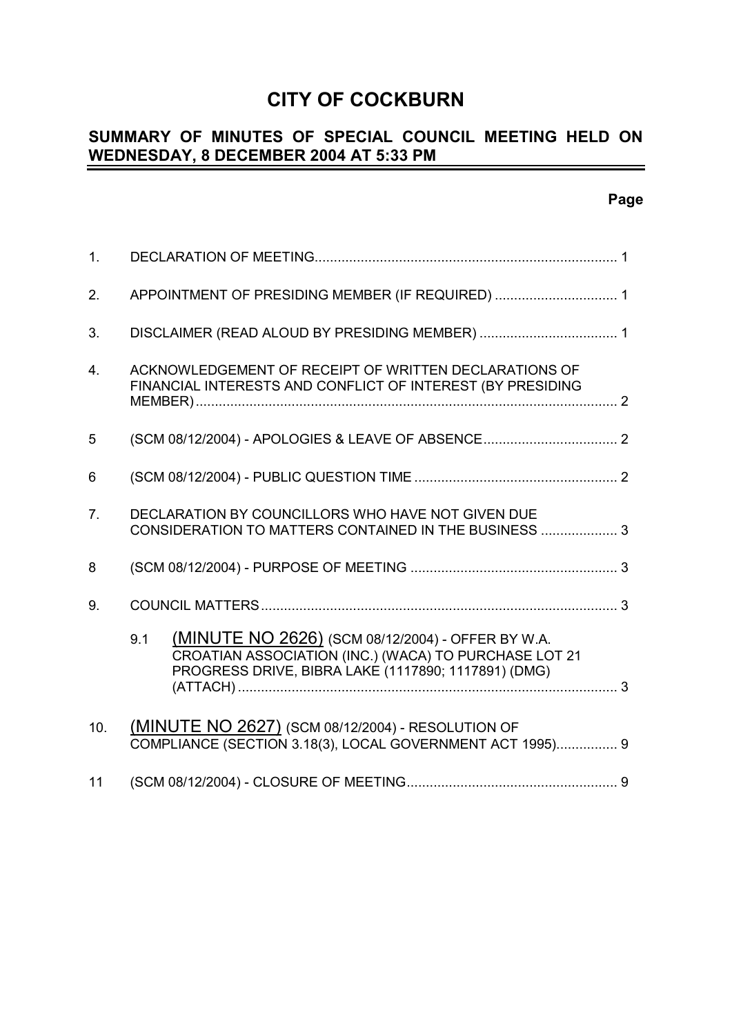# CITY OF COCKBURN

## SUMMARY OF MINUTES OF SPECIAL COUNCIL MEETING HELD ON WEDNESDAY, 8 DECEMBER 2004 AT 5:33 PM

**Page**

1. DECLARATION OF MEETING ............................................................................... 1

2. APPOINTMENT OF PRESIDING MEMBER (IF REQUIRED) ................................ 1

3. DISCLAIMER (READ ALOUD BY PRESIDING MEMBER) .................................... 1

4. ACKNOWLEDGEMENT OF RECEIPT OF WRITTEN DECLARATIONS OF FINANCIAL INTERESTS AND CONFLICT OF INTEREST (BY PRESIDING MEMBER) ............................................................................................................ 2

5 (SCM 08/12/2004) - APOLOGIES & LEAVE OF ABSENCE ................................... 2

6 (SCM 08/12/2004) - PUBLIC QUESTION TIME ..................................................... 2

7. DECLARATION BY COUNCILLORS WHO HAVE NOT GIVEN DUE CONSIDERATION TO MATTERS CONTAINED IN THE BUSINESS .................... 3

8 (SCM 08/12/2004) - PURPOSE OF MEETING ...................................................... 3

9. COUNCIL MATTERS ............................................................................................ 3

   9.1 (MINUTE NO 2626) (SCM 08/12/2004) - OFFER BY W.A. CROATIAN ASSOCIATION (INC.) (WACA) TO PURCHASE LOT 21 PROGRESS DRIVE, BIBRA LAKE (1117890; 1117891) (DMG) (ATTACH) .................................................................................................. 3

10. (MINUTE NO 2627) (SCM 08/12/2004) - RESOLUTION OF COMPLIANCE (SECTION 3.18(3), LOCAL GOVERNMENT ACT 1995)................ 9

11 (SCM 08/12/2004) - CLOSURE OF MEETING ....................................................... 9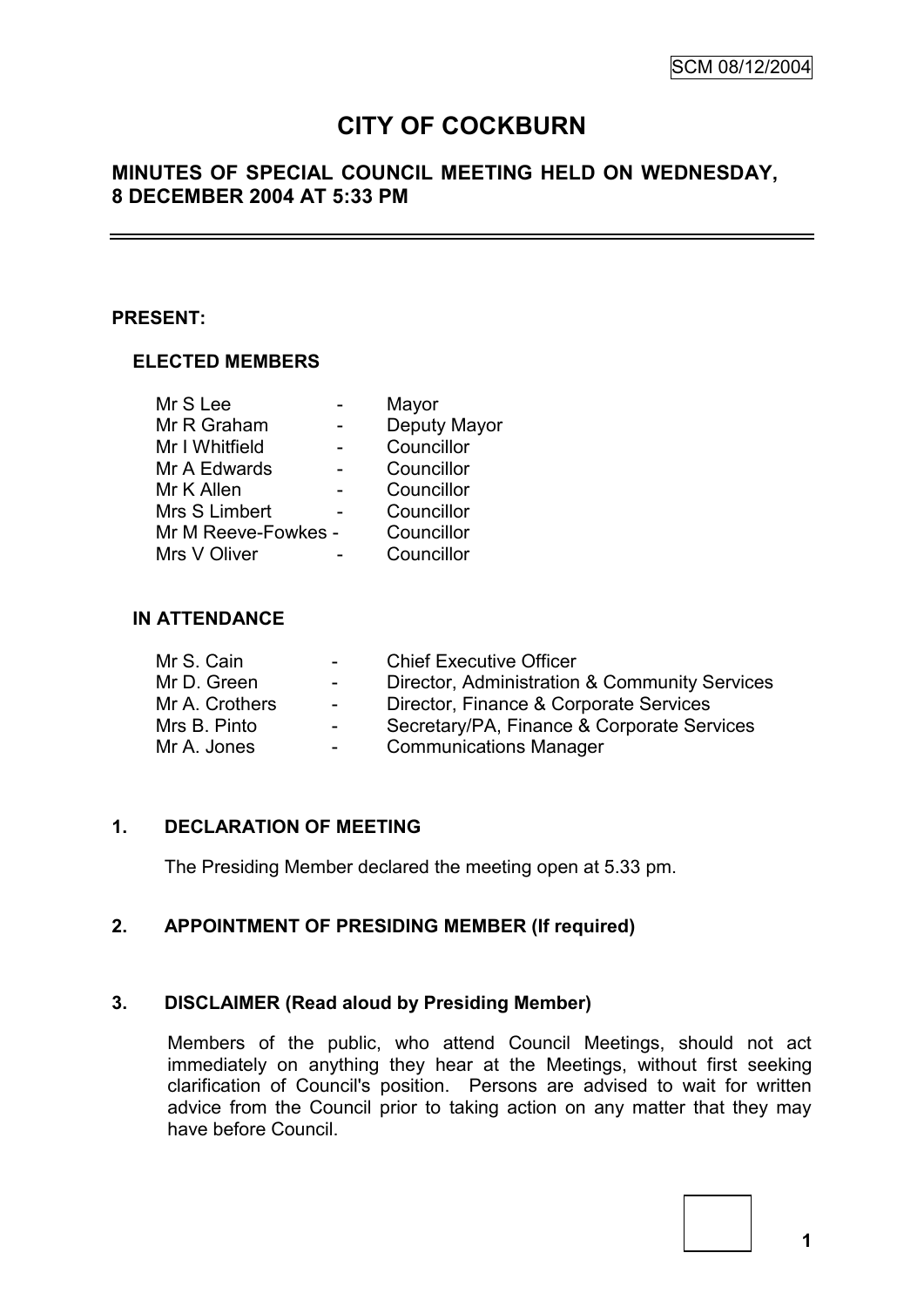# CITY OF COCKBURN

## MINUTES OF SPECIAL COUNCIL MEETING HELD ON WEDNESDAY, 8 DECEMBER 2004 AT 5:33 PM

**PRESENT:**

**ELECTED MEMBERS**

| | | |
|---|---|---|
| Mr S Lee | - | Mayor |
| Mr R Graham | - | Deputy Mayor |
| Mr I Whitfield | - | Councillor |
| Mr A Edwards | - | Councillor |
| Mr K Allen | - | Councillor |
| Mrs S Limbert | - | Councillor |
| Mr M Reeve-Fowkes | - | Councillor |
| Mrs V Oliver | - | Councillor |

**IN ATTENDANCE**

| | | |
|---|---|---|
| Mr S. Cain | - | Chief Executive Officer |
| Mr D. Green | - | Director, Administration & Community Services |
| Mr A. Crothers | - | Director, Finance & Corporate Services |
| Mrs B. Pinto | - | Secretary/PA, Finance & Corporate Services |
| Mr A. Jones | - | Communications Manager |

**1. DECLARATION OF MEETING**

The Presiding Member declared the meeting open at 5.33 pm.

**2. APPOINTMENT OF PRESIDING MEMBER (If required)**

**3. DISCLAIMER (Read aloud by Presiding Member)**

Members of the public, who attend Council Meetings, should not act immediately on anything they hear at the Meetings, without first seeking clarification of Council's position. Persons are advised to wait for written advice from the Council prior to taking action on any matter that they may have before Council.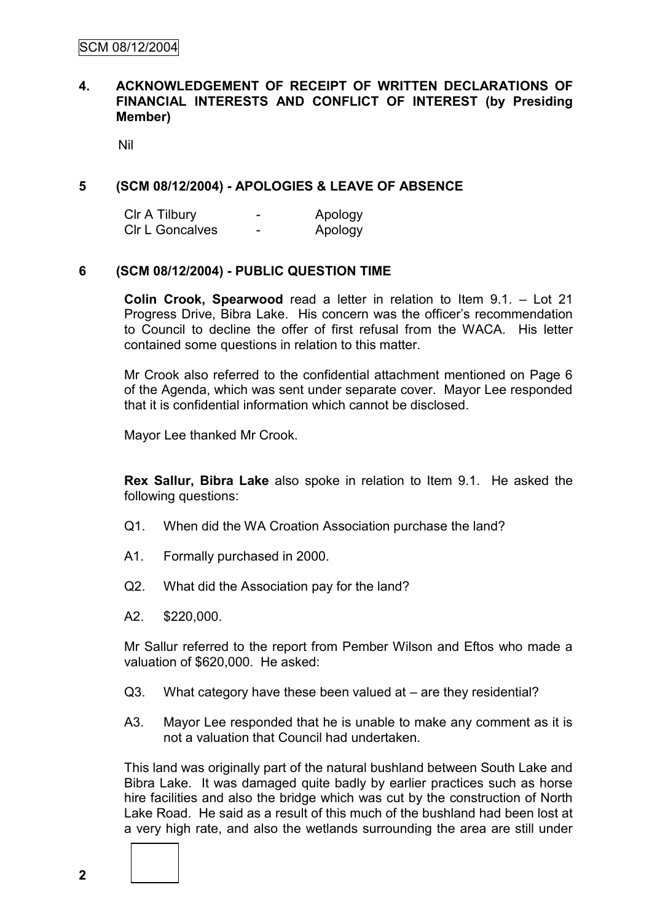**4. ACKNOWLEDGEMENT OF RECEIPT OF WRITTEN DECLARATIONS OF FINANCIAL INTERESTS AND CONFLICT OF INTEREST (by Presiding Member)**

Nil

**5 (SCM 08/12/2004) - APOLOGIES & LEAVE OF ABSENCE**

| | | |
|---|---|---|
| Clr A Tilbury | - | Apology |
| Clr L Goncalves | - | Apology |

**6 (SCM 08/12/2004) - PUBLIC QUESTION TIME**

**Colin Crook, Spearwood** read a letter in relation to Item 9.1. – Lot 21 Progress Drive, Bibra Lake. His concern was the officer's recommendation to Council to decline the offer of first refusal from the WACA. His letter contained some questions in relation to this matter.

Mr Crook also referred to the confidential attachment mentioned on Page 6 of the Agenda, which was sent under separate cover. Mayor Lee responded that it is confidential information which cannot be disclosed.

Mayor Lee thanked Mr Crook.

**Rex Sallur, Bibra Lake** also spoke in relation to Item 9.1. He asked the following questions:

Q1. When did the WA Croation Association purchase the land?

A1. Formally purchased in 2000.

Q2. What did the Association pay for the land?

A2. $220,000.

Mr Sallur referred to the report from Pember Wilson and Eftos who made a valuation of $620,000. He asked:

Q3. What category have these been valued at – are they residential?

A3. Mayor Lee responded that he is unable to make any comment as it is not a valuation that Council had undertaken.

This land was originally part of the natural bushland between South Lake and Bibra Lake. It was damaged quite badly by earlier practices such as horse hire facilities and also the bridge which was cut by the construction of North Lake Road. He said as a result of this much of the bushland had been lost at a very high rate, and also the wetlands surrounding the area are still under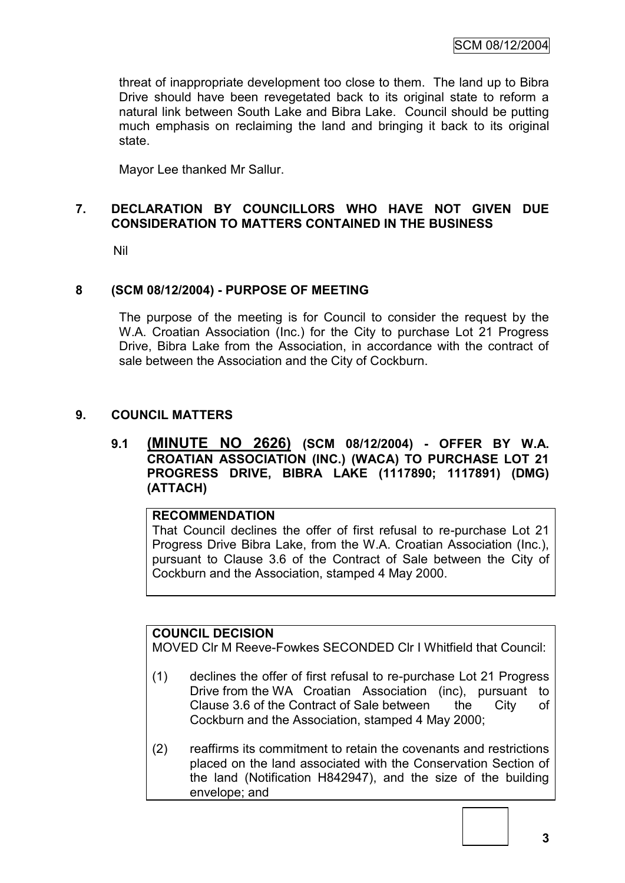threat of inappropriate development too close to them. The land up to Bibra Drive should have been revegetated back to its original state to reform a natural link between South Lake and Bibra Lake. Council should be putting much emphasis on reclaiming the land and bringing it back to its original state.

Mayor Lee thanked Mr Sallur.

## 7. DECLARATION BY COUNCILLORS WHO HAVE NOT GIVEN DUE CONSIDERATION TO MATTERS CONTAINED IN THE BUSINESS

Nil

## 8 (SCM 08/12/2004) - PURPOSE OF MEETING

The purpose of the meeting is for Council to consider the request by the W.A. Croatian Association (Inc.) for the City to purchase Lot 21 Progress Drive, Bibra Lake from the Association, in accordance with the contract of sale between the Association and the City of Cockburn.

## 9. COUNCIL MATTERS

### 9.1 (MINUTE NO 2626) (SCM 08/12/2004) - OFFER BY W.A. CROATIAN ASSOCIATION (INC.) (WACA) TO PURCHASE LOT 21 PROGRESS DRIVE, BIBRA LAKE (1117890; 1117891) (DMG) (ATTACH)

**RECOMMENDATION**

That Council declines the offer of first refusal to re-purchase Lot 21 Progress Drive Bibra Lake, from the W.A. Croatian Association (Inc.), pursuant to Clause 3.6 of the Contract of Sale between the City of Cockburn and the Association, stamped 4 May 2000.

**COUNCIL DECISION**

MOVED Clr M Reeve-Fowkes SECONDED Clr I Whitfield that Council:

(1) declines the offer of first refusal to re-purchase Lot 21 Progress Drive from the WA Croatian Association (inc), pursuant to Clause 3.6 of the Contract of Sale between the City of Cockburn and the Association, stamped 4 May 2000;

(2) reaffirms its commitment to retain the covenants and restrictions placed on the land associated with the Conservation Section of the land (Notification H842947), and the size of the building envelope; and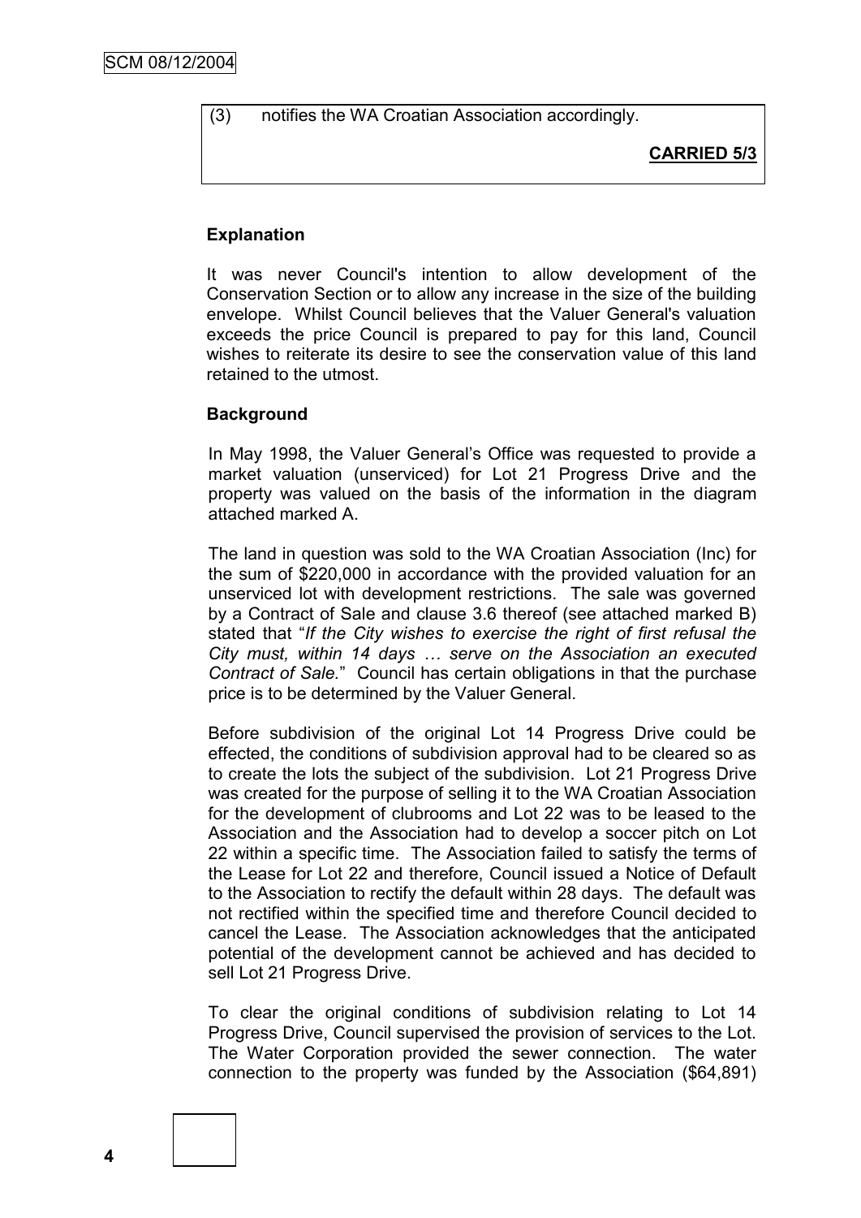(3) notifies the WA Croatian Association accordingly.

**CARRIED 5/3**

### Explanation

It was never Council's intention to allow development of the Conservation Section or to allow any increase in the size of the building envelope. Whilst Council believes that the Valuer General's valuation exceeds the price Council is prepared to pay for this land, Council wishes to reiterate its desire to see the conservation value of this land retained to the utmost.

### Background

In May 1998, the Valuer General's Office was requested to provide a market valuation (unserviced) for Lot 21 Progress Drive and the property was valued on the basis of the information in the diagram attached marked A.

The land in question was sold to the WA Croatian Association (Inc) for the sum of $220,000 in accordance with the provided valuation for an unserviced lot with development restrictions. The sale was governed by a Contract of Sale and clause 3.6 thereof (see attached marked B) stated that "*If the City wishes to exercise the right of first refusal the City must, within 14 days … serve on the Association an executed Contract of Sale.*" Council has certain obligations in that the purchase price is to be determined by the Valuer General.

Before subdivision of the original Lot 14 Progress Drive could be effected, the conditions of subdivision approval had to be cleared so as to create the lots the subject of the subdivision. Lot 21 Progress Drive was created for the purpose of selling it to the WA Croatian Association for the development of clubrooms and Lot 22 was to be leased to the Association and the Association had to develop a soccer pitch on Lot 22 within a specific time. The Association failed to satisfy the terms of the Lease for Lot 22 and therefore, Council issued a Notice of Default to the Association to rectify the default within 28 days. The default was not rectified within the specified time and therefore Council decided to cancel the Lease. The Association acknowledges that the anticipated potential of the development cannot be achieved and has decided to sell Lot 21 Progress Drive.

To clear the original conditions of subdivision relating to Lot 14 Progress Drive, Council supervised the provision of services to the Lot. The Water Corporation provided the sewer connection. The water connection to the property was funded by the Association ($64,891)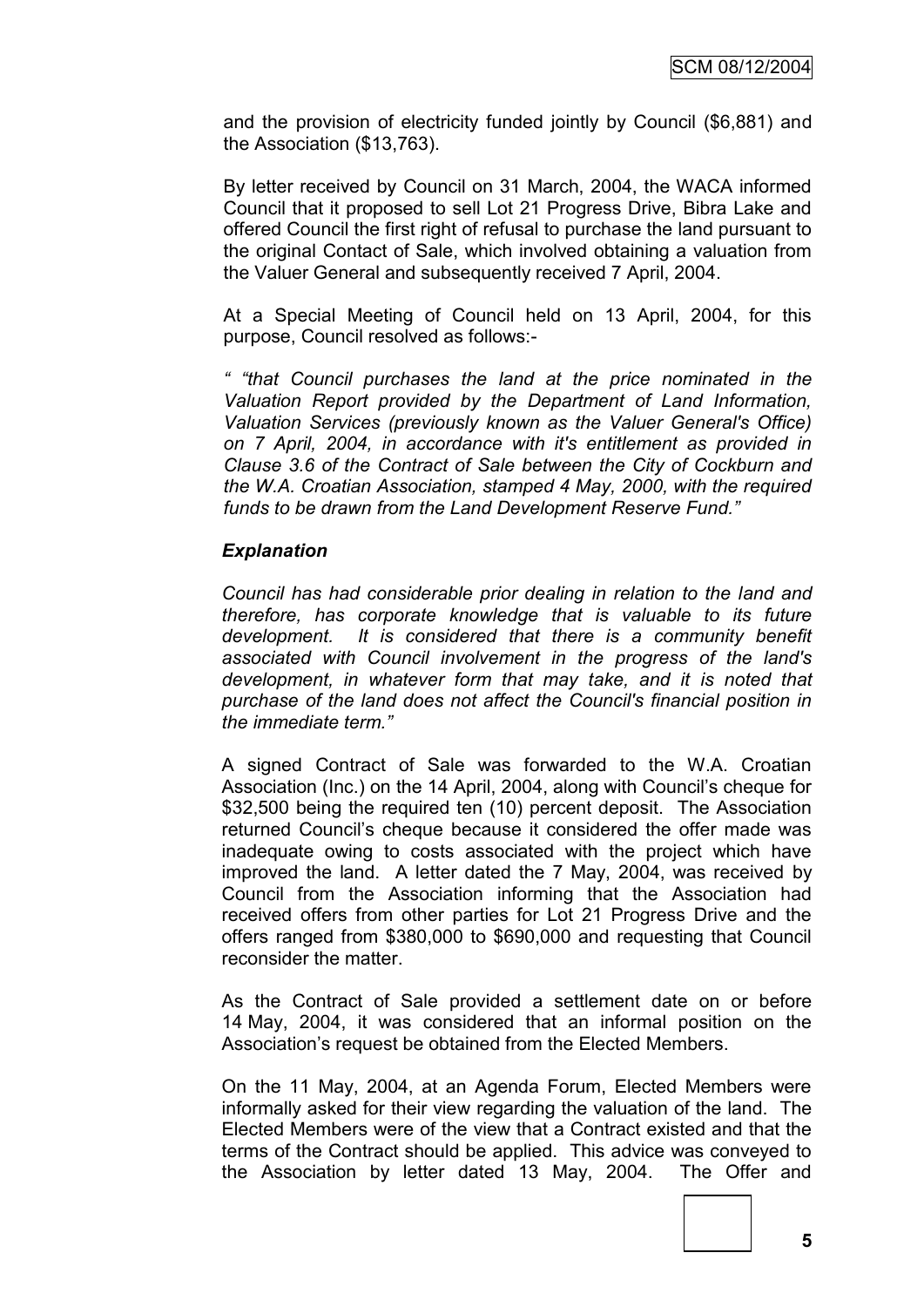and the provision of electricity funded jointly by Council ($6,881) and the Association ($13,763).

By letter received by Council on 31 March, 2004, the WACA informed Council that it proposed to sell Lot 21 Progress Drive, Bibra Lake and offered Council the first right of refusal to purchase the land pursuant to the original Contact of Sale, which involved obtaining a valuation from the Valuer General and subsequently received 7 April, 2004.

At a Special Meeting of Council held on 13 April, 2004, for this purpose, Council resolved as follows:-

*" "that Council purchases the land at the price nominated in the Valuation Report provided by the Department of Land Information, Valuation Services (previously known as the Valuer General's Office) on 7 April, 2004, in accordance with it's entitlement as provided in Clause 3.6 of the Contract of Sale between the City of Cockburn and the W.A. Croatian Association, stamped 4 May, 2000, with the required funds to be drawn from the Land Development Reserve Fund."*

***Explanation***

*Council has had considerable prior dealing in relation to the land and therefore, has corporate knowledge that is valuable to its future development. It is considered that there is a community benefit associated with Council involvement in the progress of the land's development, in whatever form that may take, and it is noted that purchase of the land does not affect the Council's financial position in the immediate term."*

A signed Contract of Sale was forwarded to the W.A. Croatian Association (Inc.) on the 14 April, 2004, along with Council's cheque for $32,500 being the required ten (10) percent deposit. The Association returned Council's cheque because it considered the offer made was inadequate owing to costs associated with the project which have improved the land. A letter dated the 7 May, 2004, was received by Council from the Association informing that the Association had received offers from other parties for Lot 21 Progress Drive and the offers ranged from $380,000 to $690,000 and requesting that Council reconsider the matter.

As the Contract of Sale provided a settlement date on or before 14 May, 2004, it was considered that an informal position on the Association's request be obtained from the Elected Members.

On the 11 May, 2004, at an Agenda Forum, Elected Members were informally asked for their view regarding the valuation of the land. The Elected Members were of the view that a Contract existed and that the terms of the Contract should be applied. This advice was conveyed to the Association by letter dated 13 May, 2004. The Offer and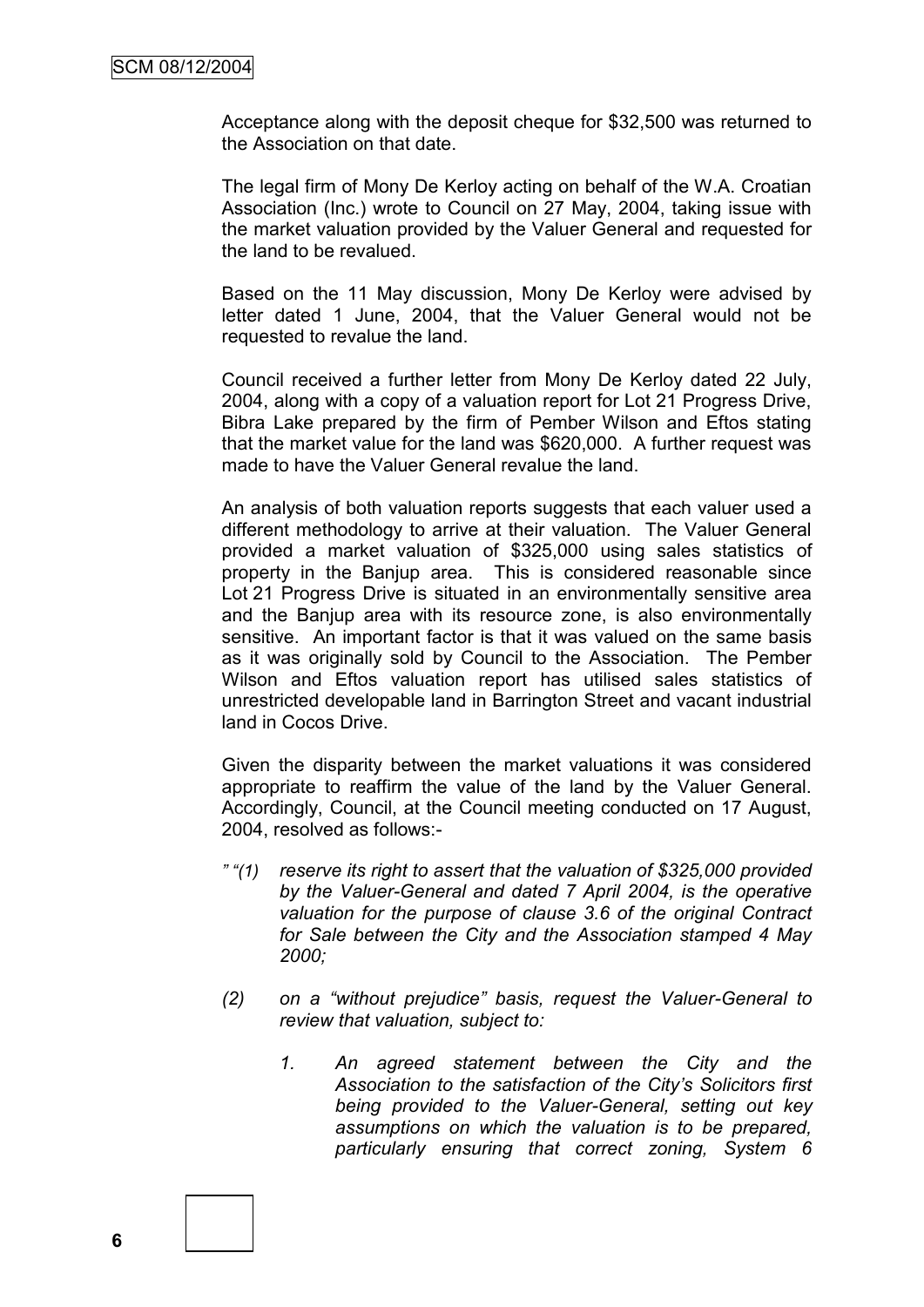Acceptance along with the deposit cheque for $32,500 was returned to the Association on that date.

The legal firm of Mony De Kerloy acting on behalf of the W.A. Croatian Association (Inc.) wrote to Council on 27 May, 2004, taking issue with the market valuation provided by the Valuer General and requested for the land to be revalued.

Based on the 11 May discussion, Mony De Kerloy were advised by letter dated 1 June, 2004, that the Valuer General would not be requested to revalue the land.

Council received a further letter from Mony De Kerloy dated 22 July, 2004, along with a copy of a valuation report for Lot 21 Progress Drive, Bibra Lake prepared by the firm of Pember Wilson and Eftos stating that the market value for the land was $620,000. A further request was made to have the Valuer General revalue the land.

An analysis of both valuation reports suggests that each valuer used a different methodology to arrive at their valuation. The Valuer General provided a market valuation of $325,000 using sales statistics of property in the Banjup area. This is considered reasonable since Lot 21 Progress Drive is situated in an environmentally sensitive area and the Banjup area with its resource zone, is also environmentally sensitive. An important factor is that it was valued on the same basis as it was originally sold by Council to the Association. The Pember Wilson and Eftos valuation report has utilised sales statistics of unrestricted developable land in Barrington Street and vacant industrial land in Cocos Drive.

Given the disparity between the market valuations it was considered appropriate to reaffirm the value of the land by the Valuer General. Accordingly, Council, at the Council meeting conducted on 17 August, 2004, resolved as follows:-

*" "(1) reserve its right to assert that the valuation of $325,000 provided by the Valuer-General and dated 7 April 2004, is the operative valuation for the purpose of clause 3.6 of the original Contract for Sale between the City and the Association stamped 4 May 2000;*

*(2) on a "without prejudice" basis, request the Valuer-General to review that valuation, subject to:*

*1. An agreed statement between the City and the Association to the satisfaction of the City's Solicitors first being provided to the Valuer-General, setting out key assumptions on which the valuation is to be prepared, particularly ensuring that correct zoning, System 6*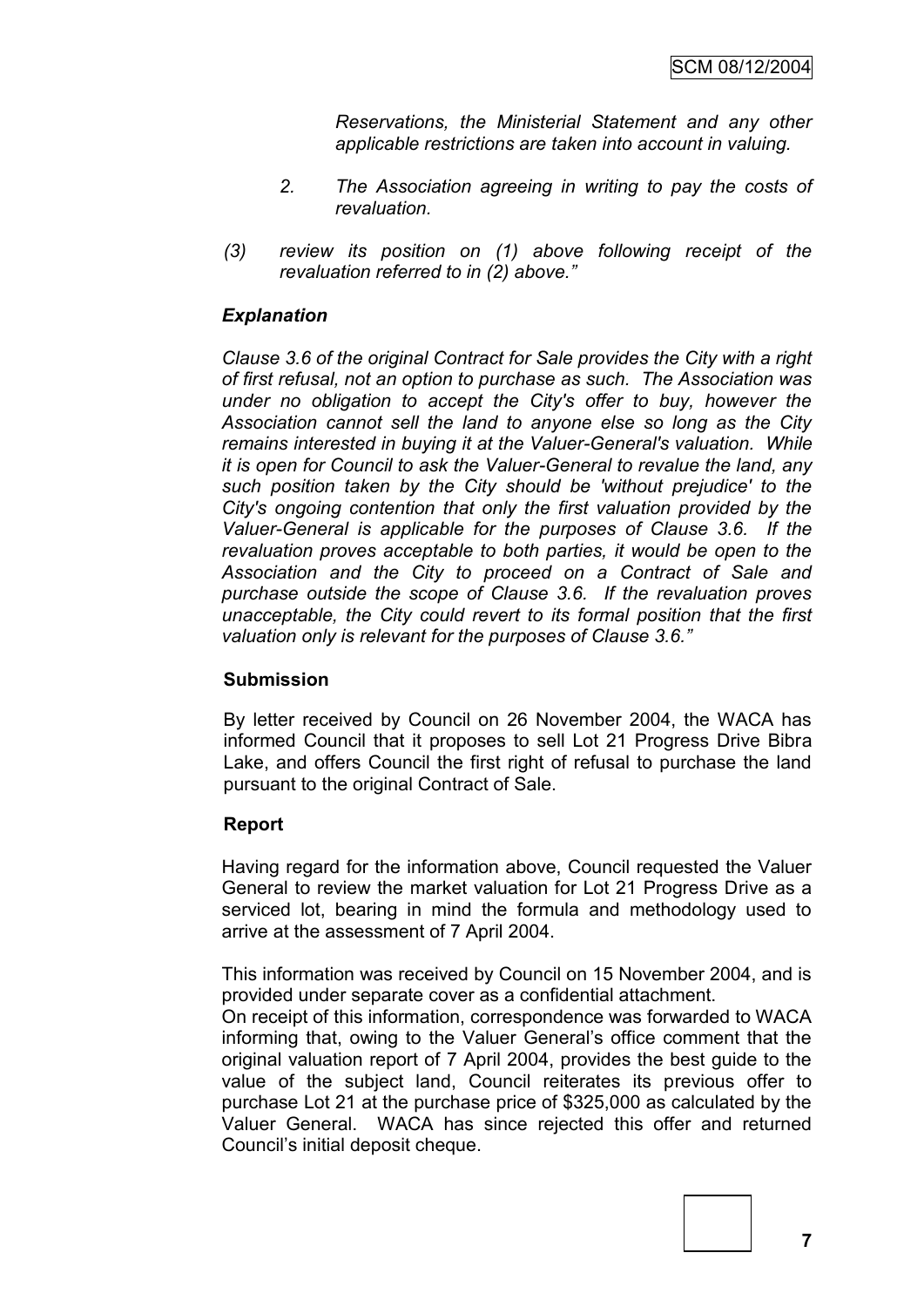*Reservations, the Ministerial Statement and any other applicable restrictions are taken into account in valuing.*

*2. The Association agreeing in writing to pay the costs of revaluation.*

*(3) review its position on (1) above following receipt of the revaluation referred to in (2) above."*

***Explanation***

*Clause 3.6 of the original Contract for Sale provides the City with a right of first refusal, not an option to purchase as such. The Association was under no obligation to accept the City's offer to buy, however the Association cannot sell the land to anyone else so long as the City remains interested in buying it at the Valuer-General's valuation. While it is open for Council to ask the Valuer-General to revalue the land, any such position taken by the City should be 'without prejudice' to the City's ongoing contention that only the first valuation provided by the Valuer-General is applicable for the purposes of Clause 3.6. If the revaluation proves acceptable to both parties, it would be open to the Association and the City to proceed on a Contract of Sale and purchase outside the scope of Clause 3.6. If the revaluation proves unacceptable, the City could revert to its formal position that the first valuation only is relevant for the purposes of Clause 3.6."*

**Submission**

By letter received by Council on 26 November 2004, the WACA has informed Council that it proposes to sell Lot 21 Progress Drive Bibra Lake, and offers Council the first right of refusal to purchase the land pursuant to the original Contract of Sale.

**Report**

Having regard for the information above, Council requested the Valuer General to review the market valuation for Lot 21 Progress Drive as a serviced lot, bearing in mind the formula and methodology used to arrive at the assessment of 7 April 2004.

This information was received by Council on 15 November 2004, and is provided under separate cover as a confidential attachment.

On receipt of this information, correspondence was forwarded to WACA informing that, owing to the Valuer General's office comment that the original valuation report of 7 April 2004, provides the best guide to the value of the subject land, Council reiterates its previous offer to purchase Lot 21 at the purchase price of $325,000 as calculated by the Valuer General. WACA has since rejected this offer and returned Council's initial deposit cheque.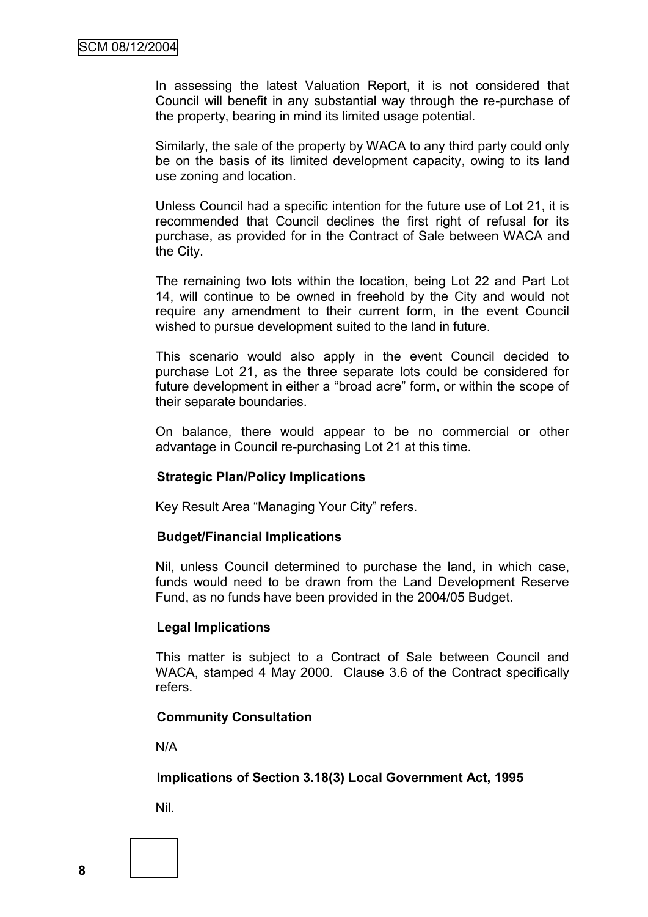In assessing the latest Valuation Report, it is not considered that Council will benefit in any substantial way through the re-purchase of the property, bearing in mind its limited usage potential.

Similarly, the sale of the property by WACA to any third party could only be on the basis of its limited development capacity, owing to its land use zoning and location.

Unless Council had a specific intention for the future use of Lot 21, it is recommended that Council declines the first right of refusal for its purchase, as provided for in the Contract of Sale between WACA and the City.

The remaining two lots within the location, being Lot 22 and Part Lot 14, will continue to be owned in freehold by the City and would not require any amendment to their current form, in the event Council wished to pursue development suited to the land in future.

This scenario would also apply in the event Council decided to purchase Lot 21, as the three separate lots could be considered for future development in either a "broad acre" form, or within the scope of their separate boundaries.

On balance, there would appear to be no commercial or other advantage in Council re-purchasing Lot 21 at this time.

**Strategic Plan/Policy Implications**

Key Result Area "Managing Your City" refers.

**Budget/Financial Implications**

Nil, unless Council determined to purchase the land, in which case, funds would need to be drawn from the Land Development Reserve Fund, as no funds have been provided in the 2004/05 Budget.

**Legal Implications**

This matter is subject to a Contract of Sale between Council and WACA, stamped 4 May 2000. Clause 3.6 of the Contract specifically refers.

**Community Consultation**

N/A

**Implications of Section 3.18(3) Local Government Act, 1995**

Nil.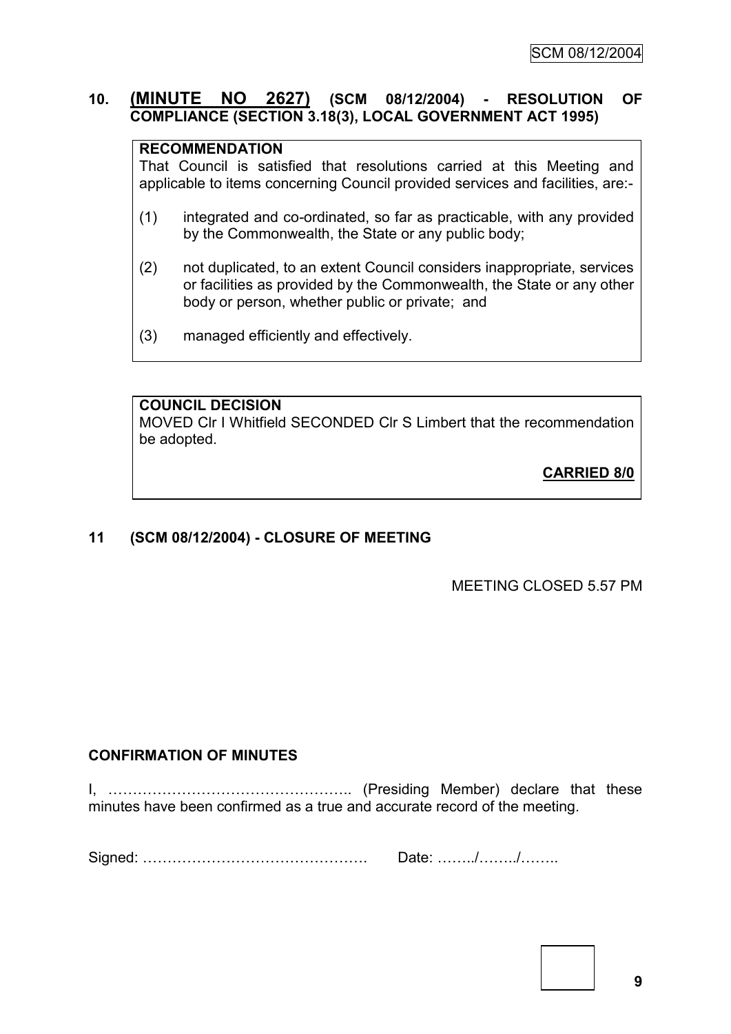## 10. (MINUTE NO 2627) (SCM 08/12/2004) - RESOLUTION OF COMPLIANCE (SECTION 3.18(3), LOCAL GOVERNMENT ACT 1995)

**RECOMMENDATION**

That Council is satisfied that resolutions carried at this Meeting and applicable to items concerning Council provided services and facilities, are:-

(1) integrated and co-ordinated, so far as practicable, with any provided by the Commonwealth, the State or any public body;

(2) not duplicated, to an extent Council considers inappropriate, services or facilities as provided by the Commonwealth, the State or any other body or person, whether public or private; and

(3) managed efficiently and effectively.

**COUNCIL DECISION**

MOVED Clr I Whitfield SECONDED Clr S Limbert that the recommendation be adopted.

**CARRIED 8/0**

## 11 (SCM 08/12/2004) - CLOSURE OF MEETING

MEETING CLOSED 5.57 PM

**CONFIRMATION OF MINUTES**

I, ………………………………………….. (Presiding Member) declare that these minutes have been confirmed as a true and accurate record of the meeting.

Signed: ……………………………………….   Date: ……../……../……..